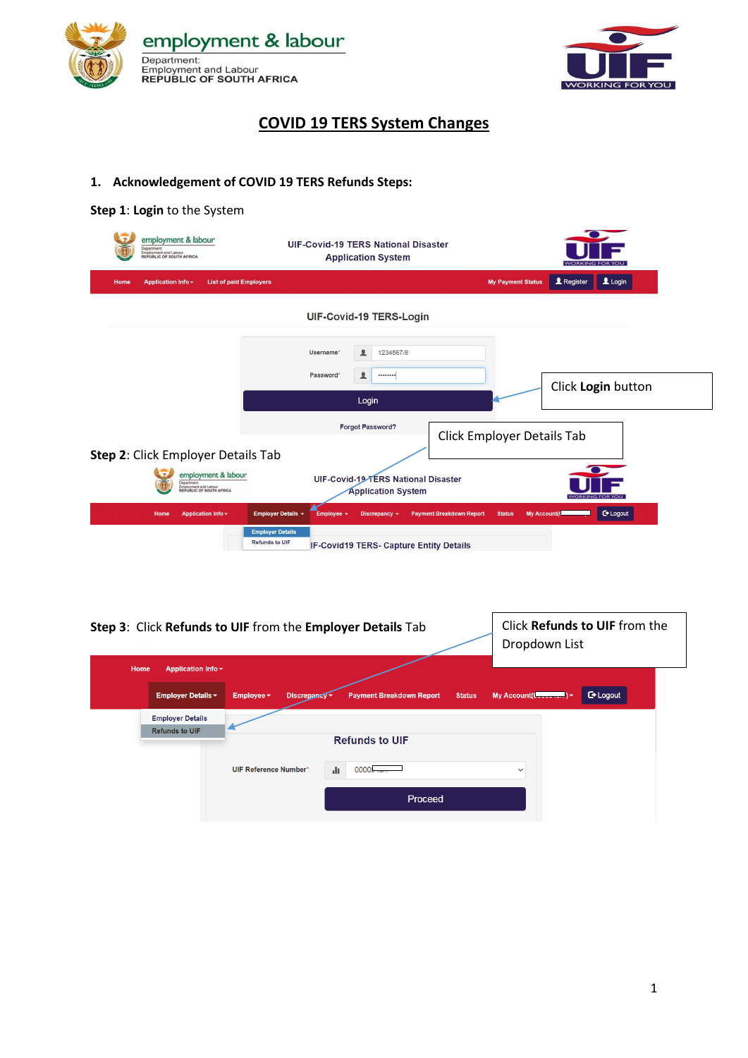# COVID 19 TERS System Changes

## 1. Acknowledgement of COVID 19 TERS Refunds Steps:

**Step 1**: **Login** to the System

Click **Login** button

**Step 2**: Click Employer Details Tab

Click Employer Details Tab

**Step 3**: Click **Refunds to UIF** from the **Employer Details** Tab

Click **Refunds to UIF** from the Dropdown List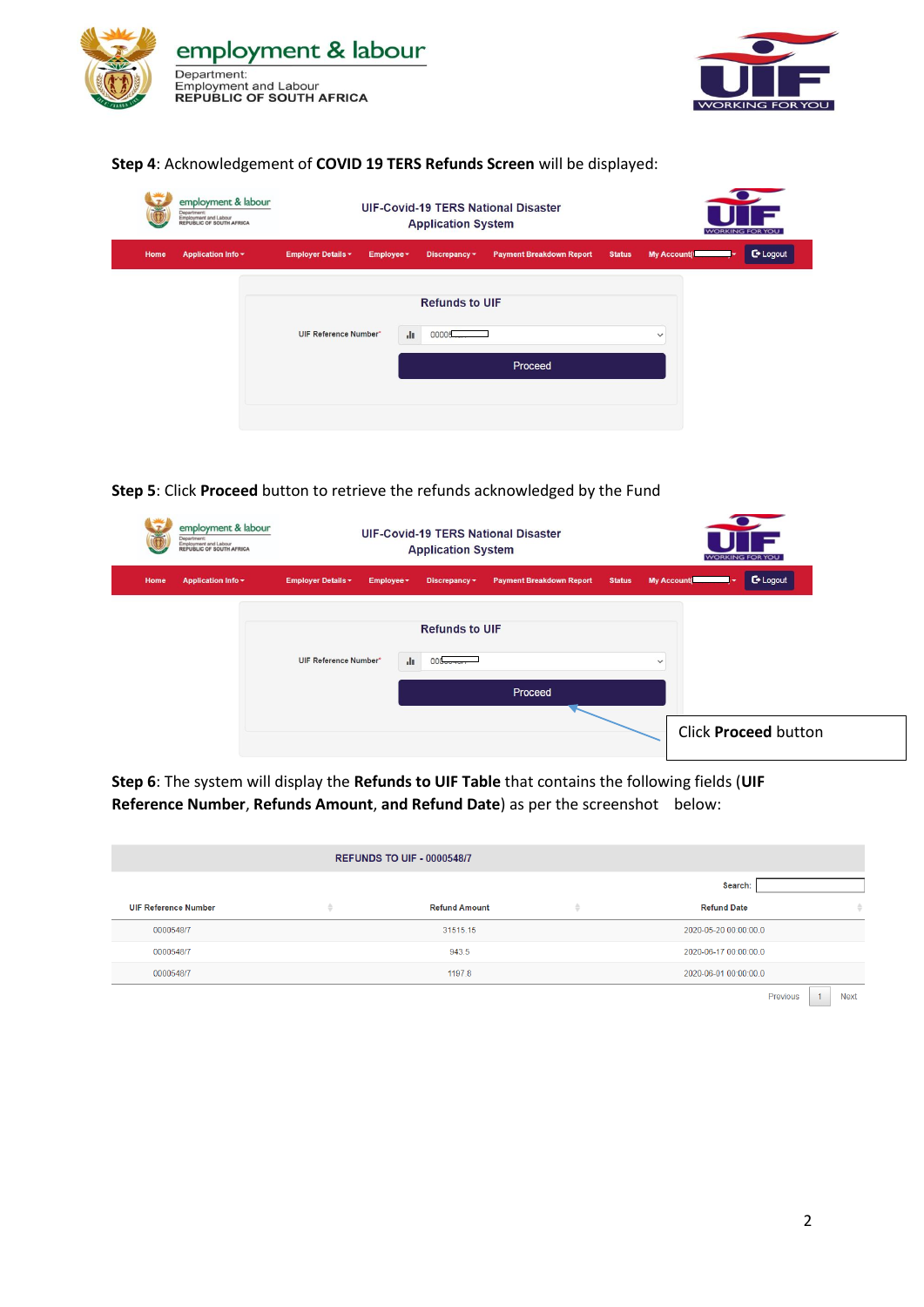**Step 4**: Acknowledgement of **COVID 19 TERS Refunds Screen** will be displayed:

**Step 5**: Click **Proceed** button to retrieve the refunds acknowledged by the Fund

**Step 6**: The system will display the **Refunds to UIF Table** that contains the following fields (**UIF Reference Number**, **Refunds Amount**, **and Refund Date**) as per the screenshot below:

REFUNDS TO UIF - 0000548/7

| UIF Reference Number | Refund Amount | Refund Date |
|---|---|---|
| 0000548/7 | 31515.15 | 2020-05-20 00:00:00.0 |
| 0000548/7 | 943.5 | 2020-06-17 00:00:00.0 |
| 0000548/7 | 1197.8 | 2020-06-01 00:00:00.0 |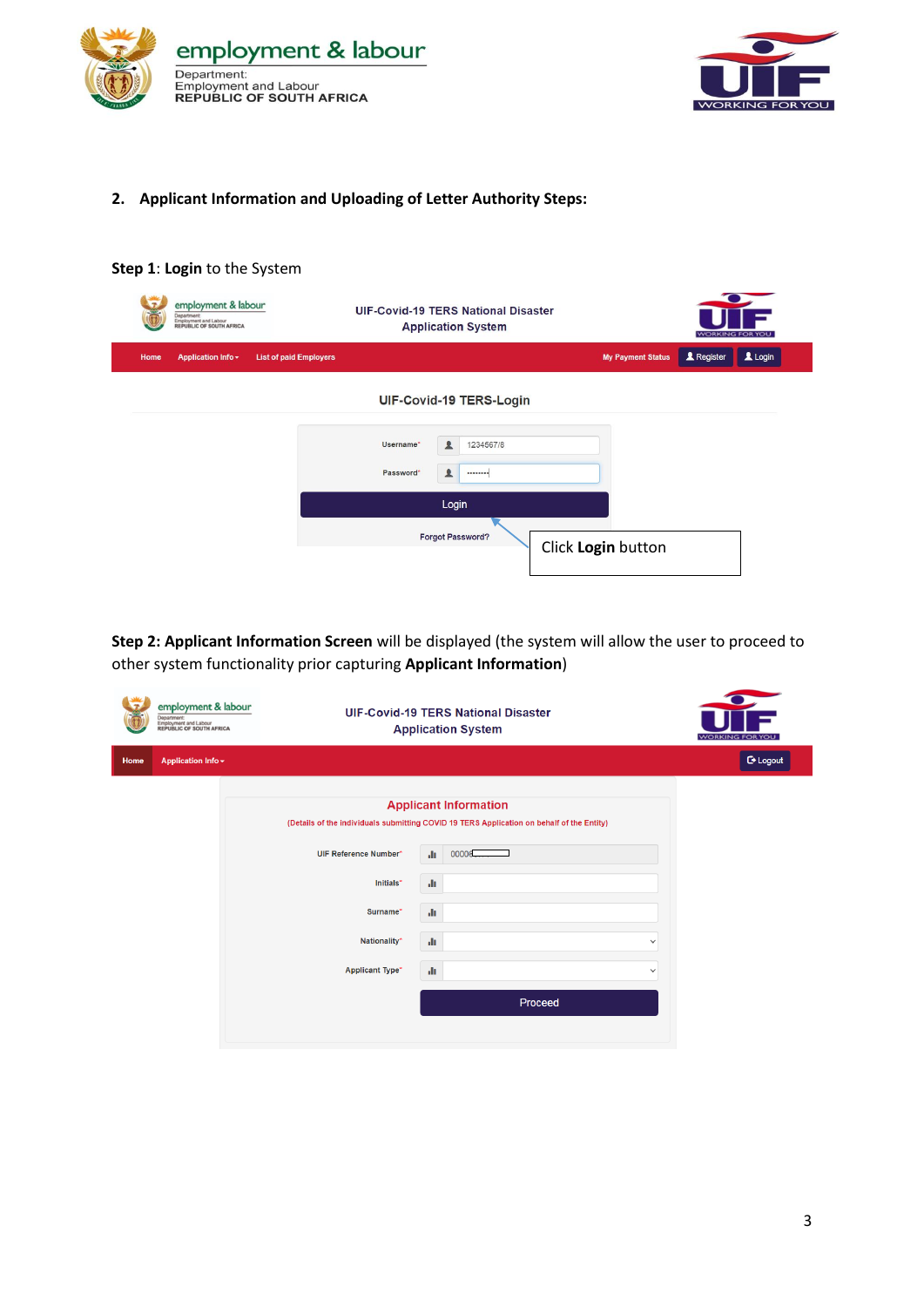## 2. Applicant Information and Uploading of Letter Authority Steps:

**Step 1**: **Login** to the System

UIF-Covid-19 TERS National Disaster Application System

Home | Application Info | List of paid Employers | My Payment Status | Register | Login

UIF-Covid-19 TERS-Login

Username* 1234567/8

Password* ••••••••

Login

Forgot Password?

Click **Login** button

**Step 2: Applicant Information Screen** will be displayed (the system will allow the user to proceed to other system functionality prior capturing **Applicant Information**)

UIF-Covid-19 TERS National Disaster Application System

Home | Application Info | Logout

Applicant Information

(Details of the individuals submitting COVID 19 TERS Application on behalf of the Entity)

UIF Reference Number* 0000

Initials*

Surname*

Nationality*

Applicant Type*

Proceed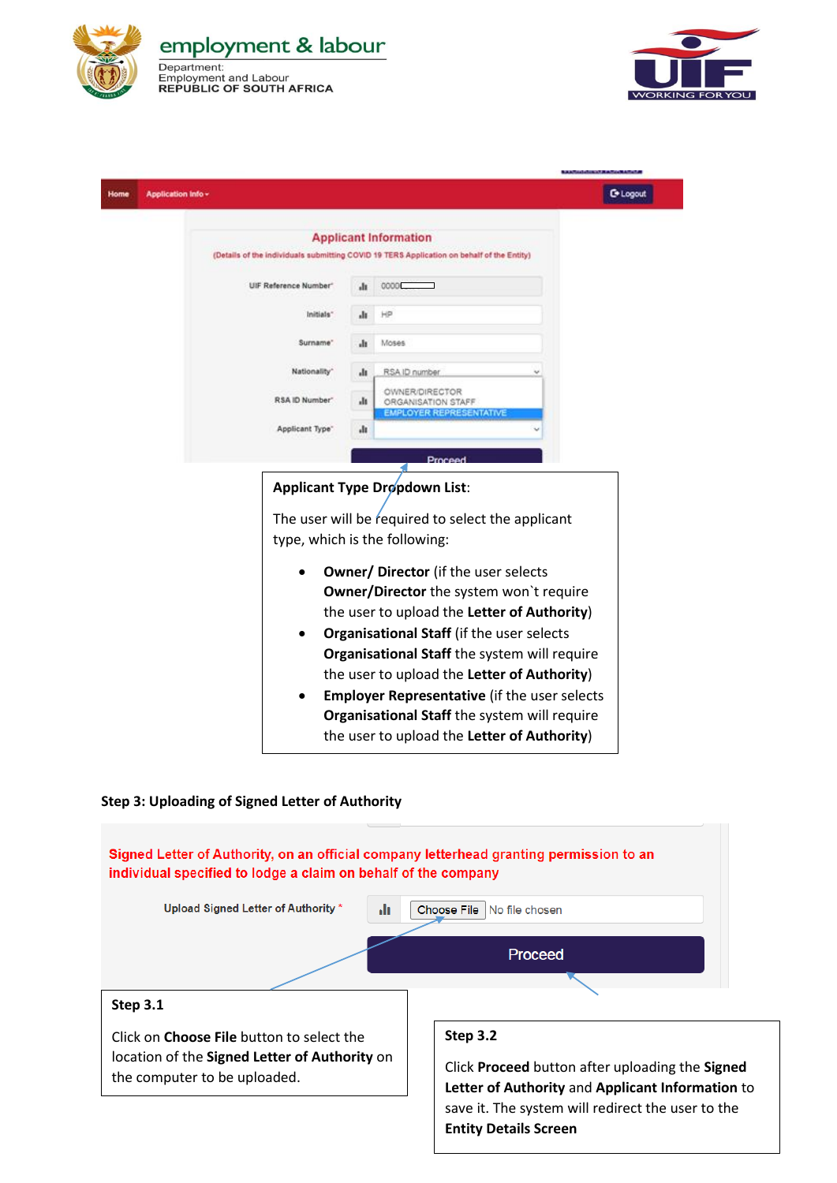**Applicant Type Dropdown List**:

The user will be required to select the applicant type, which is the following:

- **Owner/ Director** (if the user selects **Owner/Director** the system won`t require the user to upload the **Letter of Authority**)
- **Organisational Staff** (if the user selects **Organisational Staff** the system will require the user to upload the **Letter of Authority**)
- **Employer Representative** (if the user selects **Organisational Staff** the system will require the user to upload the **Letter of Authority**)

**Step 3: Uploading of Signed Letter of Authority**

**Step 3.1**

Click on **Choose File** button to select the location of the **Signed Letter of Authority** on the computer to be uploaded.

**Step 3.2**

Click **Proceed** button after uploading the **Signed Letter of Authority** and **Applicant Information** to save it. The system will redirect the user to the **Entity Details Screen**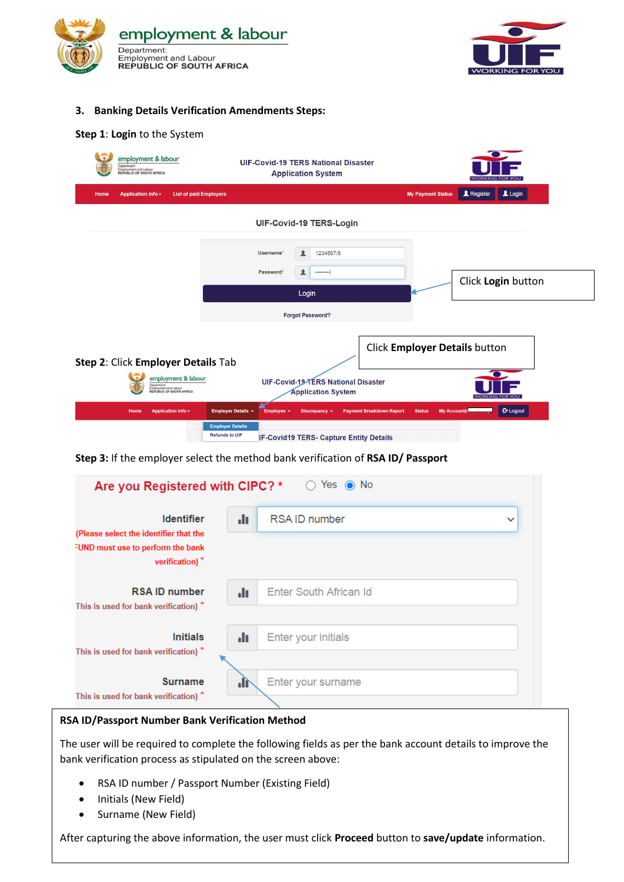### 3. Banking Details Verification Amendments Steps:

**Step 1**: **Login** to the System

UIF-Covid-19 TERS National Disaster Application System

Home | Application Info | List of paid Employers | My Payment Status | Register | Login

UIF-Covid-19 TERS-Login

Username* 1234567/8

Password* ........

Login

Forgot Password?

Click **Login** button

Click **Employer Details** button

**Step 2**: Click **Employer Details** Tab

UIF-Covid-19 TERS National Disaster Application System

Home | Application Info | Employer Details | Employee | Discrepancy | Payment Breakdown Report | Status | My Account | Logout

Employer Details

Refunds to UIF

IF-Covid19 TERS- Capture Entity Details

**Step 3:** If the employer select the method bank verification of **RSA ID/ Passport**

Are you Registered with CIPC? * Yes No

Identifier (Please select the identifier that the FUND must use to perform the bank verification) * — RSA ID number

RSA ID number (This is used for bank verification) * — Enter South African Id

Initials (This is used for bank verification) * — Enter your initials

Surname (This is used for bank verification) * — Enter your surname

**RSA ID/Passport Number Bank Verification Method**

The user will be required to complete the following fields as per the bank account details to improve the bank verification process as stipulated on the screen above:

- RSA ID number / Passport Number (Existing Field)
- Initials (New Field)
- Surname (New Field)

After capturing the above information, the user must click **Proceed** button to **save/update** information.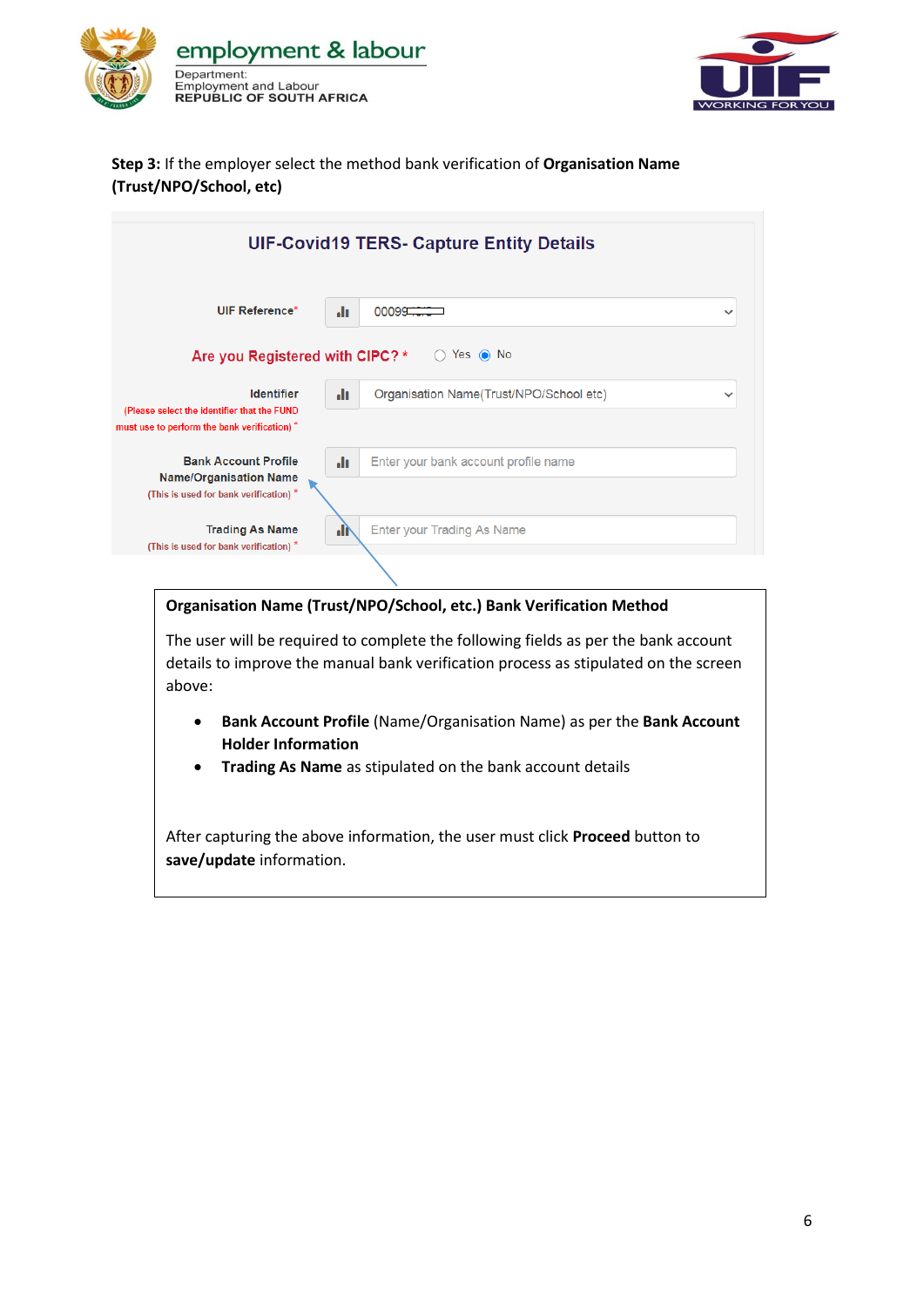**Step 3:** If the employer select the method bank verification of **Organisation Name (Trust/NPO/School, etc)**

UIF-Covid19 TERS- Capture Entity Details

UIF Reference* 00099

Are you Registered with CIPC? * ○ Yes ◉ No

Identifier (Please select the identifier that the FUND must use to perform the bank verification) * — Organisation Name(Trust/NPO/School etc)

Bank Account Profile Name/Organisation Name (This is used for bank verification) * — Enter your bank account profile name

Trading As Name (This is used for bank verification) * — Enter your Trading As Name

**Organisation Name (Trust/NPO/School, etc.) Bank Verification Method**

The user will be required to complete the following fields as per the bank account details to improve the manual bank verification process as stipulated on the screen above:

- **Bank Account Profile** (Name/Organisation Name) as per the **Bank Account Holder Information**
- **Trading As Name** as stipulated on the bank account details

After capturing the above information, the user must click **Proceed** button to **save/update** information.